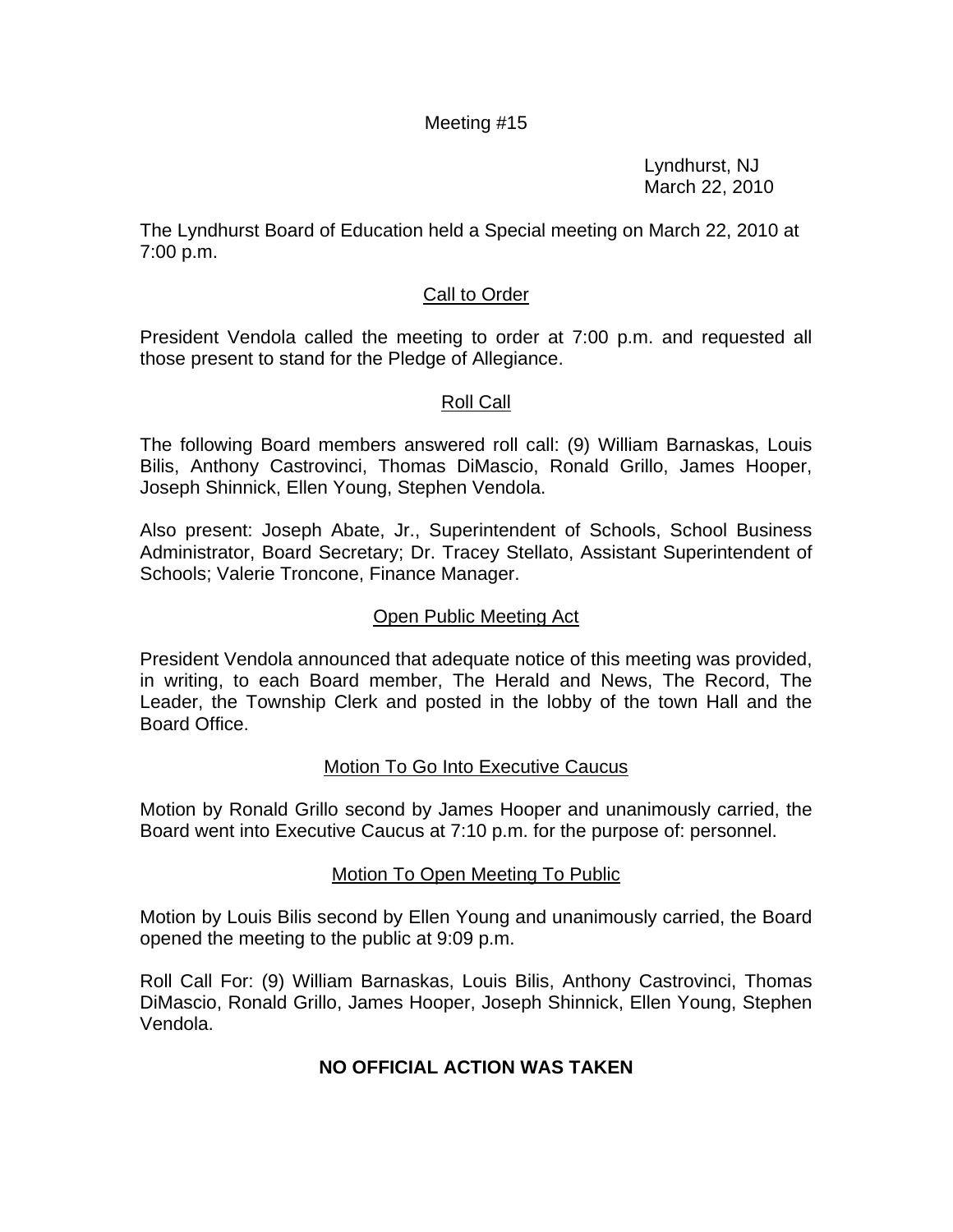Meeting #15

Lyndhurst, NJ
March 22, 2010

The Lyndhurst Board of Education held a Special meeting on March 22, 2010 at 7:00 p.m.

## Call to Order

President Vendola called the meeting to order at 7:00 p.m. and requested all those present to stand for the Pledge of Allegiance.

## Roll Call

The following Board members answered roll call: (9) William Barnaskas, Louis Bilis, Anthony Castrovinci, Thomas DiMascio, Ronald Grillo, James Hooper, Joseph Shinnick, Ellen Young, Stephen Vendola.

Also present: Joseph Abate, Jr., Superintendent of Schools, School Business Administrator, Board Secretary; Dr. Tracey Stellato, Assistant Superintendent of Schools; Valerie Troncone, Finance Manager.

## Open Public Meeting Act

President Vendola announced that adequate notice of this meeting was provided, in writing, to each Board member, The Herald and News, The Record, The Leader, the Township Clerk and posted in the lobby of the town Hall and the Board Office.

## Motion To Go Into Executive Caucus

Motion by Ronald Grillo second by James Hooper and unanimously carried, the Board went into Executive Caucus at 7:10 p.m. for the purpose of: personnel.

## Motion To Open Meeting To Public

Motion by Louis Bilis second by Ellen Young and unanimously carried, the Board opened the meeting to the public at 9:09 p.m.

Roll Call For: (9) William Barnaskas, Louis Bilis, Anthony Castrovinci, Thomas DiMascio, Ronald Grillo, James Hooper, Joseph Shinnick, Ellen Young, Stephen Vendola.

**NO OFFICIAL ACTION WAS TAKEN**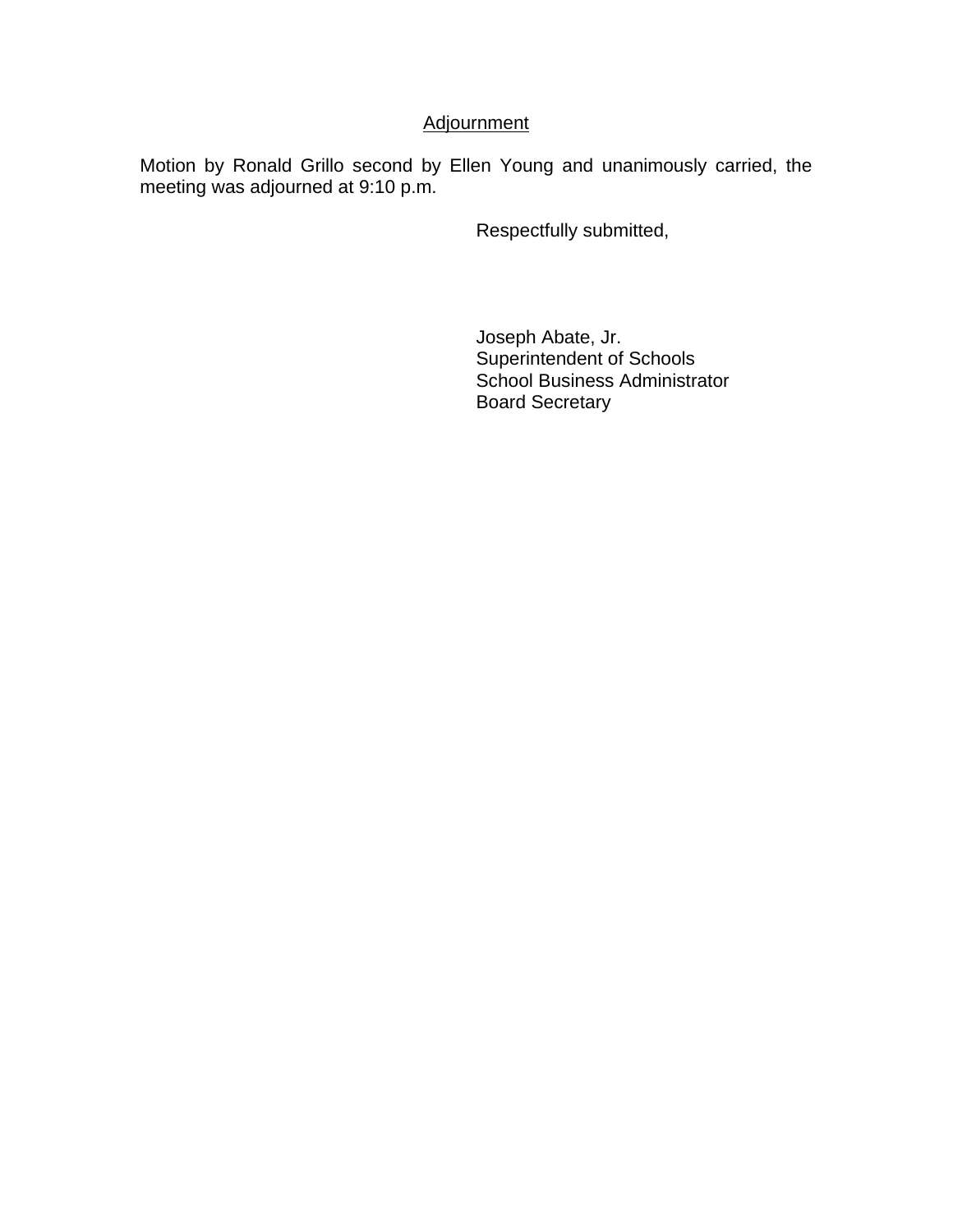## Adjournment

Motion by Ronald Grillo second by Ellen Young and unanimously carried, the meeting was adjourned at 9:10 p.m.

Respectfully submitted,

Joseph Abate, Jr.
Superintendent of Schools
School Business Administrator
Board Secretary